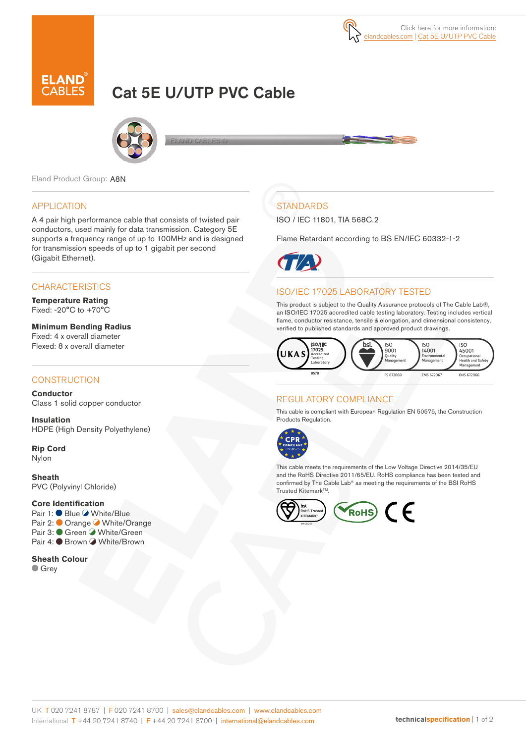Click here for more information:
elandcables.com | Cat 5E U/UTP PVC Cable

# Cat 5E U/UTP PVC Cable

Eland Product Group: A8N

## APPLICATION

A 4 pair high performance cable that consists of twisted pair conductors, used mainly for data transmission. Category 5E supports a frequency range of up to 100MHz and is designed for transmission speeds of up to 1 gigabit per second (Gigabit Ethernet).

## CHARACTERISTICS

**Temperature Rating**
Fixed: -20°C to +70°C

**Minimum Bending Radius**
Fixed: 4 x overall diameter
Flexed: 8 x overall diameter

## CONSTRUCTION

**Conductor**
Class 1 solid copper conductor

**Insulation**
HDPE (High Density Polyethylene)

**Rip Cord**
Nylon

**Sheath**
PVC (Polyvinyl Chloride)

**Core Identification**
Pair 1: Blue, White/Blue
Pair 2: Orange, White/Orange
Pair 3: Green, White/Green
Pair 4: Brown, White/Brown

**Sheath Colour**
Grey

## STANDARDS

ISO / IEC 11801, TIA 568C.2

Flame Retardant according to BS EN/IEC 60332-1-2

## ISO/IEC 17025 LABORATORY TESTED

This product is subject to the Quality Assurance protocols of The Cable Lab®, an ISO/IEC 17025 accredited cable testing laboratory. Testing includes vertical flame, conductor resistance, tensile & elongation, and dimensional consistency, verified to published standards and approved product drawings.

UKAS ISO/IEC 17025 Accredited Testing Laboratory 8578 | bsi. ISO 9001 Quality Management FS 672069 | ISO 14001 Environmental Management EMS 672067 | ISO 45001 Occupational Health and Safety Management OHS 672066

## REGULATORY COMPLIANCE

This cable is compliant with European Regulation EN 50575, the Construction Products Regulation.

This cable meets the requirements of the Low Voltage Directive 2014/35/EU and the RoHS Directive 2011/65/EU. RoHS compliance has been tested and confirmed by The Cable Lab® as meeting the requirements of the BSI RoHS Trusted Kitemark™.

UK T 020 7241 8787 | F 020 7241 8700 | sales@elandcables.com | www.elandcables.com
International T +44 20 7241 8740 | F +44 20 7241 8700 | international@elandcables.com

technicalspecification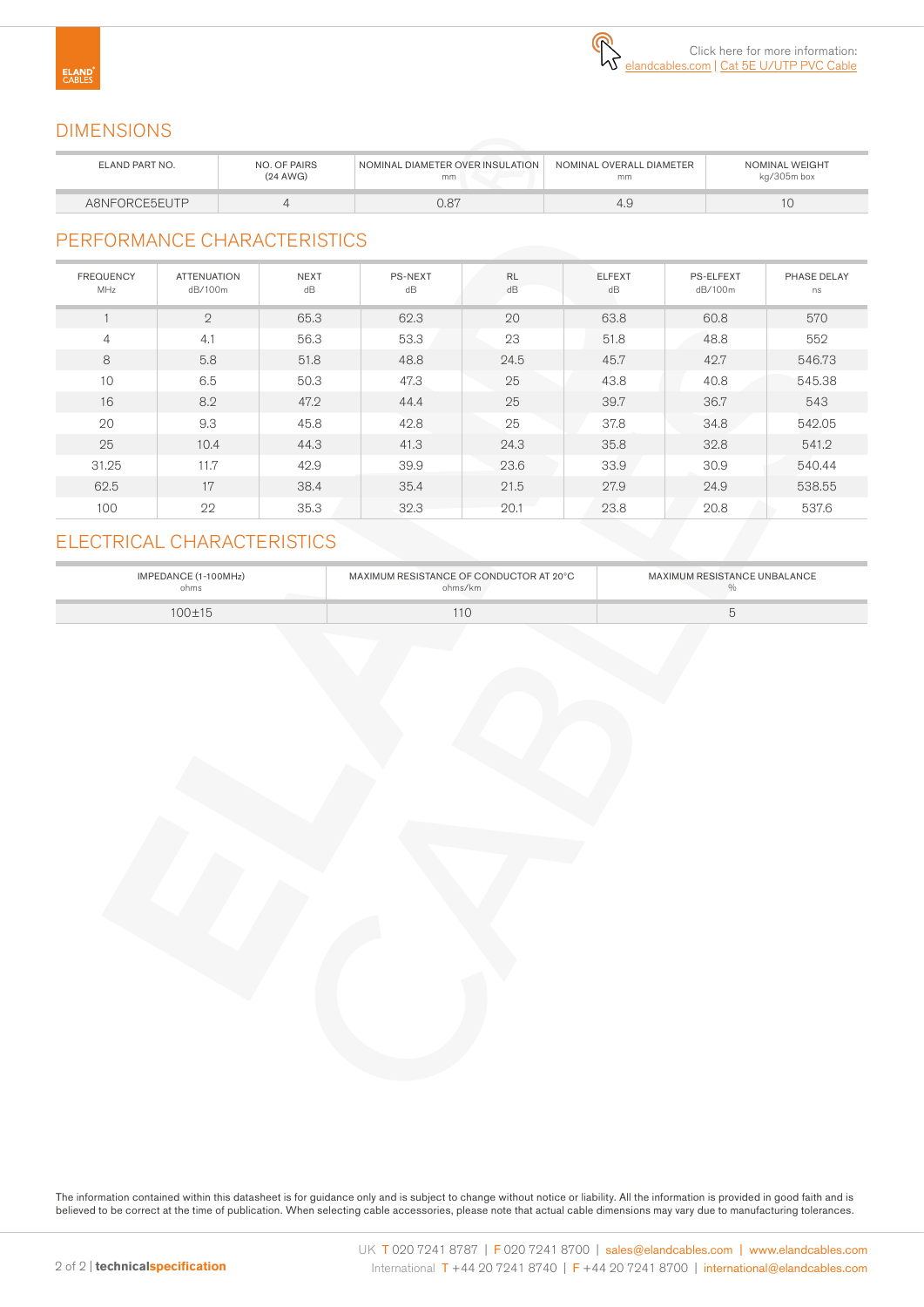Click here for more information: elandcables.com | Cat 5E U/UTP PVC Cable

## DIMENSIONS

| ELAND PART NO. | NO. OF PAIRS (24 AWG) | NOMINAL DIAMETER OVER INSULATION mm | NOMINAL OVERALL DIAMETER mm | NOMINAL WEIGHT kg/305m box |
|---|---|---|---|---|
| A8NFORCE5EUTP | 4 | 0.87 | 4.9 | 10 |

## PERFORMANCE CHARACTERISTICS

| FREQUENCY MHz | ATTENUATION dB/100m | NEXT dB | PS-NEXT dB | RL dB | ELFEXT dB | PS-ELFEXT dB/100m | PHASE DELAY ns |
|---|---|---|---|---|---|---|---|
| 1 | 2 | 65.3 | 62.3 | 20 | 63.8 | 60.8 | 570 |
| 4 | 4.1 | 56.3 | 53.3 | 23 | 51.8 | 48.8 | 552 |
| 8 | 5.8 | 51.8 | 48.8 | 24.5 | 45.7 | 42.7 | 546.73 |
| 10 | 6.5 | 50.3 | 47.3 | 25 | 43.8 | 40.8 | 545.38 |
| 16 | 8.2 | 47.2 | 44.4 | 25 | 39.7 | 36.7 | 543 |
| 20 | 9.3 | 45.8 | 42.8 | 25 | 37.8 | 34.8 | 542.05 |
| 25 | 10.4 | 44.3 | 41.3 | 24.3 | 35.8 | 32.8 | 541.2 |
| 31.25 | 11.7 | 42.9 | 39.9 | 23.6 | 33.9 | 30.9 | 540.44 |
| 62.5 | 17 | 38.4 | 35.4 | 21.5 | 27.9 | 24.9 | 538.55 |
| 100 | 22 | 35.3 | 32.3 | 20.1 | 23.8 | 20.8 | 537.6 |

## ELECTRICAL CHARACTERISTICS

| IMPEDANCE (1-100MHz) ohms | MAXIMUM RESISTANCE OF CONDUCTOR AT 20°C ohms/km | MAXIMUM RESISTANCE UNBALANCE % |
|---|---|---|
| 100±15 | 110 | 5 |

The information contained within this datasheet is for guidance only and is subject to change without notice or liability. All the information is provided in good faith and is believed to be correct at the time of publication. When selecting cable accessories, please note that actual cable dimensions may vary due to manufacturing tolerances.

UK T 020 7241 8787 | F 020 7241 8700 | sales@elandcables.com | www.elandcables.com
International T +44 20 7241 8740 | F +44 20 7241 8700 | international@elandcables.com